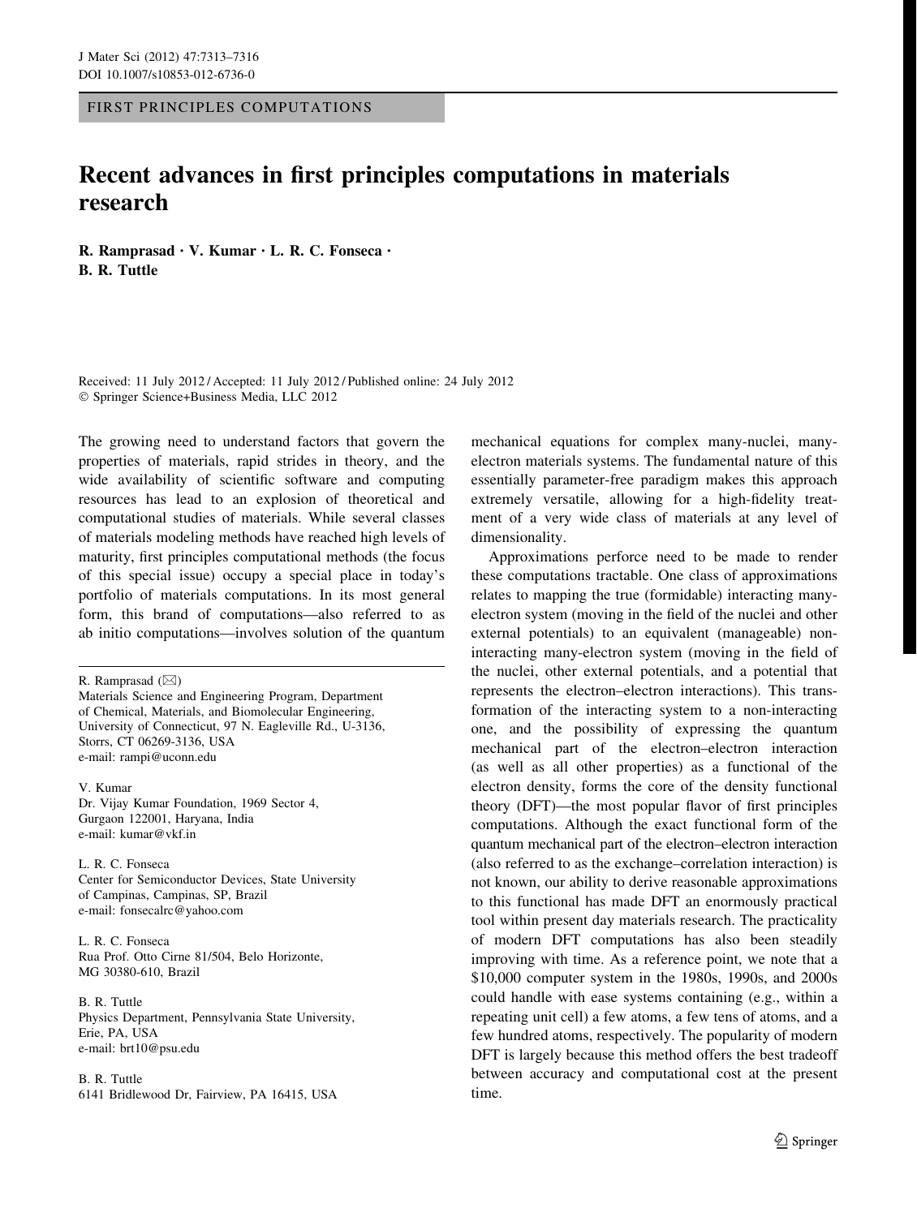FIRST PRINCIPLES COMPUTATIONS

# Recent advances in first principles computations in materials research

**R. Ramprasad · V. Kumar · L. R. C. Fonseca · B. R. Tuttle**

Received: 11 July 2012 / Accepted: 11 July 2012 / Published online: 24 July 2012
© Springer Science+Business Media, LLC 2012

The growing need to understand factors that govern the properties of materials, rapid strides in theory, and the wide availability of scientific software and computing resources has lead to an explosion of theoretical and computational studies of materials. While several classes of materials modeling methods have reached high levels of maturity, first principles computational methods (the focus of this special issue) occupy a special place in today's portfolio of materials computations. In its most general form, this brand of computations—also referred to as ab initio computations—involves solution of the quantum mechanical equations for complex many-nuclei, many-electron materials systems. The fundamental nature of this essentially parameter-free paradigm makes this approach extremely versatile, allowing for a high-fidelity treatment of a very wide class of materials at any level of dimensionality.

Approximations perforce need to be made to render these computations tractable. One class of approximations relates to mapping the true (formidable) interacting many-electron system (moving in the field of the nuclei and other external potentials) to an equivalent (manageable) non-interacting many-electron system (moving in the field of the nuclei, other external potentials, and a potential that represents the electron–electron interactions). This transformation of the interacting system to a non-interacting one, and the possibility of expressing the quantum mechanical part of the electron–electron interaction (as well as all other properties) as a functional of the electron density, forms the core of the density functional theory (DFT)—the most popular flavor of first principles computations. Although the exact functional form of the quantum mechanical part of the electron–electron interaction (also referred to as the exchange–correlation interaction) is not known, our ability to derive reasonable approximations to this functional has made DFT an enormously practical tool within present day materials research. The practicality of modern DFT computations has also been steadily improving with time. As a reference point, we note that a \$10,000 computer system in the 1980s, 1990s, and 2000s could handle with ease systems containing (e.g., within a repeating unit cell) a few atoms, a few tens of atoms, and a few hundred atoms, respectively. The popularity of modern DFT is largely because this method offers the best tradeoff between accuracy and computational cost at the present time.

---

R. Ramprasad (✉)
Materials Science and Engineering Program, Department of Chemical, Materials, and Biomolecular Engineering, University of Connecticut, 97 N. Eagleville Rd., U-3136, Storrs, CT 06269-3136, USA
e-mail: rampi@uconn.edu

V. Kumar
Dr. Vijay Kumar Foundation, 1969 Sector 4, Gurgaon 122001, Haryana, India
e-mail: kumar@vkf.in

L. R. C. Fonseca
Center for Semiconductor Devices, State University of Campinas, Campinas, SP, Brazil
e-mail: fonsecalrc@yahoo.com

L. R. C. Fonseca
Rua Prof. Otto Cirne 81/504, Belo Horizonte, MG 30380-610, Brazil

B. R. Tuttle
Physics Department, Pennsylvania State University, Erie, PA, USA
e-mail: brt10@psu.edu

B. R. Tuttle
6141 Bridlewood Dr, Fairview, PA 16415, USA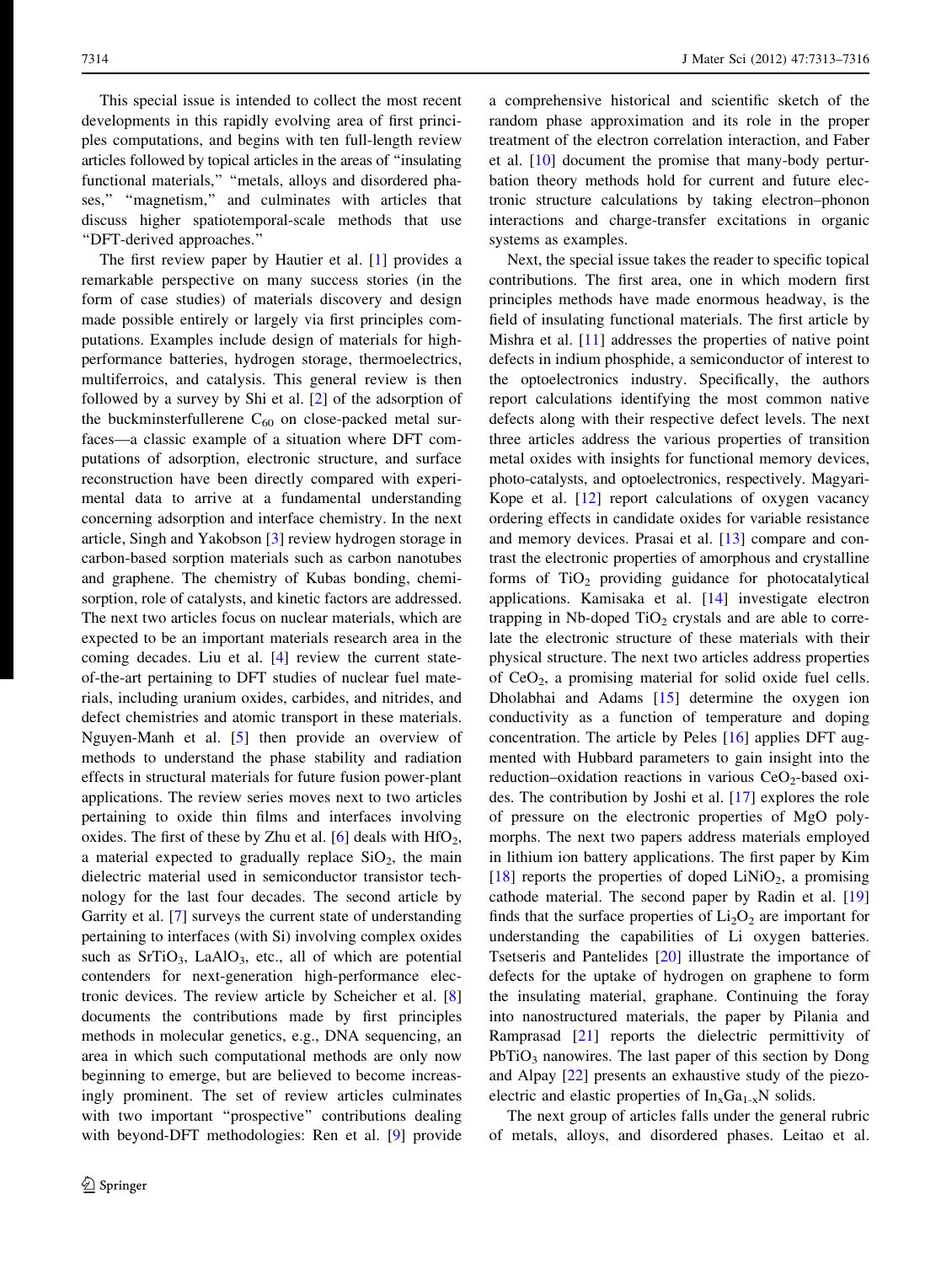This special issue is intended to collect the most recent developments in this rapidly evolving area of first principles computations, and begins with ten full-length review articles followed by topical articles in the areas of "insulating functional materials," "metals, alloys and disordered phases," "magnetism," and culminates with articles that discuss higher spatiotemporal-scale methods that use "DFT-derived approaches."

The first review paper by Hautier et al. [1] provides a remarkable perspective on many success stories (in the form of case studies) of materials discovery and design made possible entirely or largely via first principles computations. Examples include design of materials for high-performance batteries, hydrogen storage, thermoelectrics, multiferroics, and catalysis. This general review is then followed by a survey by Shi et al. [2] of the adsorption of the buckminsterfullerene $C_{60}$ on close-packed metal surfaces—a classic example of a situation where DFT computations of adsorption, electronic structure, and surface reconstruction have been directly compared with experimental data to arrive at a fundamental understanding concerning adsorption and interface chemistry. In the next article, Singh and Yakobson [3] review hydrogen storage in carbon-based sorption materials such as carbon nanotubes and graphene. The chemistry of Kubas bonding, chemisorption, role of catalysts, and kinetic factors are addressed. The next two articles focus on nuclear materials, which are expected to be an important materials research area in the coming decades. Liu et al. [4] review the current state-of-the-art pertaining to DFT studies of nuclear fuel materials, including uranium oxides, carbides, and nitrides, and defect chemistries and atomic transport in these materials. Nguyen-Manh et al. [5] then provide an overview of methods to understand the phase stability and radiation effects in structural materials for future fusion power-plant applications. The review series moves next to two articles pertaining to oxide thin films and interfaces involving oxides. The first of these by Zhu et al. [6] deals with $HfO_2$, a material expected to gradually replace $SiO_2$, the main dielectric material used in semiconductor transistor technology for the last four decades. The second article by Garrity et al. [7] surveys the current state of understanding pertaining to interfaces (with Si) involving complex oxides such as $SrTiO_3$, $LaAlO_3$, etc., all of which are potential contenders for next-generation high-performance electronic devices. The review article by Scheicher et al. [8] documents the contributions made by first principles methods in molecular genetics, e.g., DNA sequencing, an area in which such computational methods are only now beginning to emerge, but are believed to become increasingly prominent. The set of review articles culminates with two important "prospective" contributions dealing with beyond-DFT methodologies: Ren et al. [9] provide a comprehensive historical and scientific sketch of the random phase approximation and its role in the proper treatment of the electron correlation interaction, and Faber et al. [10] document the promise that many-body perturbation theory methods hold for current and future electronic structure calculations by taking electron–phonon interactions and charge-transfer excitations in organic systems as examples.

Next, the special issue takes the reader to specific topical contributions. The first area, one in which modern first principles methods have made enormous headway, is the field of insulating functional materials. The first article by Mishra et al. [11] addresses the properties of native point defects in indium phosphide, a semiconductor of interest to the optoelectronics industry. Specifically, the authors report calculations identifying the most common native defects along with their respective defect levels. The next three articles address the various properties of transition metal oxides with insights for functional memory devices, photo-catalysts, and optoelectronics, respectively. Magyari-Kope et al. [12] report calculations of oxygen vacancy ordering effects in candidate oxides for variable resistance and memory devices. Prasai et al. [13] compare and contrast the electronic properties of amorphous and crystalline forms of $TiO_2$ providing guidance for photocatalytical applications. Kamisaka et al. [14] investigate electron trapping in Nb-doped $TiO_2$ crystals and are able to correlate the electronic structure of these materials with their physical structure. The next two articles address properties of $CeO_2$, a promising material for solid oxide fuel cells. Dholabhai and Adams [15] determine the oxygen ion conductivity as a function of temperature and doping concentration. The article by Peles [16] applies DFT augmented with Hubbard parameters to gain insight into the reduction–oxidation reactions in various $CeO_2$-based oxides. The contribution by Joshi et al. [17] explores the role of pressure on the electronic properties of MgO polymorphs. The next two papers address materials employed in lithium ion battery applications. The first paper by Kim [18] reports the properties of doped $LiNiO_2$, a promising cathode material. The second paper by Radin et al. [19] finds that the surface properties of $Li_2O_2$ are important for understanding the capabilities of Li oxygen batteries. Tsetseris and Pantelides [20] illustrate the importance of defects for the uptake of hydrogen on graphene to form the insulating material, graphane. Continuing the foray into nanostructured materials, the paper by Pilania and Ramprasad [21] reports the dielectric permittivity of $PbTiO_3$ nanowires. The last paper of this section by Dong and Alpay [22] presents an exhaustive study of the piezoelectric and elastic properties of $In_xGa_{1-x}N$ solids.

The next group of articles falls under the general rubric of metals, alloys, and disordered phases. Leitao et al.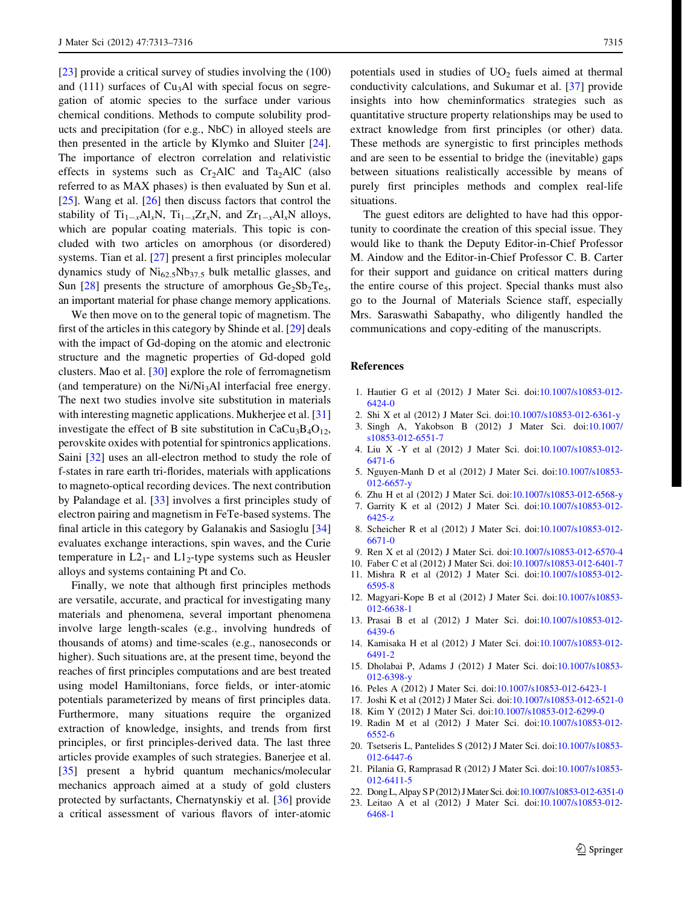[23] provide a critical survey of studies involving the (100) and (111) surfaces of $Cu_3Al$ with special focus on segregation of atomic species to the surface under various chemical conditions. Methods to compute solubility products and precipitation (for e.g., NbC) in alloyed steels are then presented in the article by Klymko and Sluiter [24]. The importance of electron correlation and relativistic effects in systems such as $Cr_2AlC$ and $Ta_2AlC$ (also referred to as MAX phases) is then evaluated by Sun et al. [25]. Wang et al. [26] then discuss factors that control the stability of $Ti_{1-x}Al_xN$, $Ti_{1-x}Zr_xN$, and $Zr_{1-x}Al_xN$ alloys, which are popular coating materials. This topic is concluded with two articles on amorphous (or disordered) systems. Tian et al. [27] present a first principles molecular dynamics study of $Ni_{62.5}Nb_{37.5}$ bulk metallic glasses, and Sun [28] presents the structure of amorphous $Ge_2Sb_2Te_5$, an important material for phase change memory applications.

We then move on to the general topic of magnetism. The first of the articles in this category by Shinde et al. [29] deals with the impact of Gd-doping on the atomic and electronic structure and the magnetic properties of Gd-doped gold clusters. Mao et al. [30] explore the role of ferromagnetism (and temperature) on the Ni/$Ni_3Al$ interfacial free energy. The next two studies involve site substitution in materials with interesting magnetic applications. Mukherjee et al. [31] investigate the effect of B site substitution in $CaCu_3B_4O_{12}$, perovskite oxides with potential for spintronics applications. Saini [32] uses an all-electron method to study the role of f-states in rare earth tri-florides, materials with applications to magneto-optical recording devices. The next contribution by Palandage et al. [33] involves a first principles study of electron pairing and magnetism in FeTe-based systems. The final article in this category by Galanakis and Sasioglu [34] evaluates exchange interactions, spin waves, and the Curie temperature in $L2_1$- and $L1_2$-type systems such as Heusler alloys and systems containing Pt and Co.

Finally, we note that although first principles methods are versatile, accurate, and practical for investigating many materials and phenomena, several important phenomena involve large length-scales (e.g., involving hundreds of thousands of atoms) and time-scales (e.g., nanoseconds or higher). Such situations are, at the present time, beyond the reaches of first principles computations and are best treated using model Hamiltonians, force fields, or inter-atomic potentials parameterized by means of first principles data. Furthermore, many situations require the organized extraction of knowledge, insights, and trends from first principles, or first principles-derived data. The last three articles provide examples of such strategies. Banerjee et al. [35] present a hybrid quantum mechanics/molecular mechanics approach aimed at a study of gold clusters protected by surfactants, Chernatynskiy et al. [36] provide a critical assessment of various flavors of inter-atomic potentials used in studies of $UO_2$ fuels aimed at thermal conductivity calculations, and Sukumar et al. [37] provide insights into how cheminformatics strategies such as quantitative structure property relationships may be used to extract knowledge from first principles (or other) data. These methods are synergistic to first principles methods and are seen to be essential to bridge the (inevitable) gaps between situations realistically accessible by means of purely first principles methods and complex real-life situations.

The guest editors are delighted to have had this opportunity to coordinate the creation of this special issue. They would like to thank the Deputy Editor-in-Chief Professor M. Aindow and the Editor-in-Chief Professor C. B. Carter for their support and guidance on critical matters during the entire course of this project. Special thanks must also go to the Journal of Materials Science staff, especially Mrs. Saraswathi Sabapathy, who diligently handled the communications and copy-editing of the manuscripts.

## References

1. Hautier G et al (2012) J Mater Sci. doi:10.1007/s10853-012-6424-0
2. Shi X et al (2012) J Mater Sci. doi:10.1007/s10853-012-6361-y
3. Singh A, Yakobson B (2012) J Mater Sci. doi:10.1007/s10853-012-6551-7
4. Liu X -Y et al (2012) J Mater Sci. doi:10.1007/s10853-012-6471-6
5. Nguyen-Manh D et al (2012) J Mater Sci. doi:10.1007/s10853-012-6657-y
6. Zhu H et al (2012) J Mater Sci. doi:10.1007/s10853-012-6568-y
7. Garrity K et al (2012) J Mater Sci. doi:10.1007/s10853-012-6425-z
8. Scheicher R et al (2012) J Mater Sci. doi:10.1007/s10853-012-6671-0
9. Ren X et al (2012) J Mater Sci. doi:10.1007/s10853-012-6570-4
10. Faber C et al (2012) J Mater Sci. doi:10.1007/s10853-012-6401-7
11. Mishra R et al (2012) J Mater Sci. doi:10.1007/s10853-012-6595-8
12. Magyari-Kope B et al (2012) J Mater Sci. doi:10.1007/s10853-012-6638-1
13. Prasai B et al (2012) J Mater Sci. doi:10.1007/s10853-012-6439-6
14. Kamisaka H et al (2012) J Mater Sci. doi:10.1007/s10853-012-6491-2
15. Dholabai P, Adams J (2012) J Mater Sci. doi:10.1007/s10853-012-6398-y
16. Peles A (2012) J Mater Sci. doi:10.1007/s10853-012-6423-1
17. Joshi K et al (2012) J Mater Sci. doi:10.1007/s10853-012-6521-0
18. Kim Y (2012) J Mater Sci. doi:10.1007/s10853-012-6299-0
19. Radin M et al (2012) J Mater Sci. doi:10.1007/s10853-012-6552-6
20. Tsetseris L, Pantelides S (2012) J Mater Sci. doi:10.1007/s10853-012-6447-6
21. Pilania G, Ramprasad R (2012) J Mater Sci. doi:10.1007/s10853-012-6411-5
22. Dong L, Alpay S P (2012) J Mater Sci. doi:10.1007/s10853-012-6351-0
23. Leitao A et al (2012) J Mater Sci. doi:10.1007/s10853-012-6468-1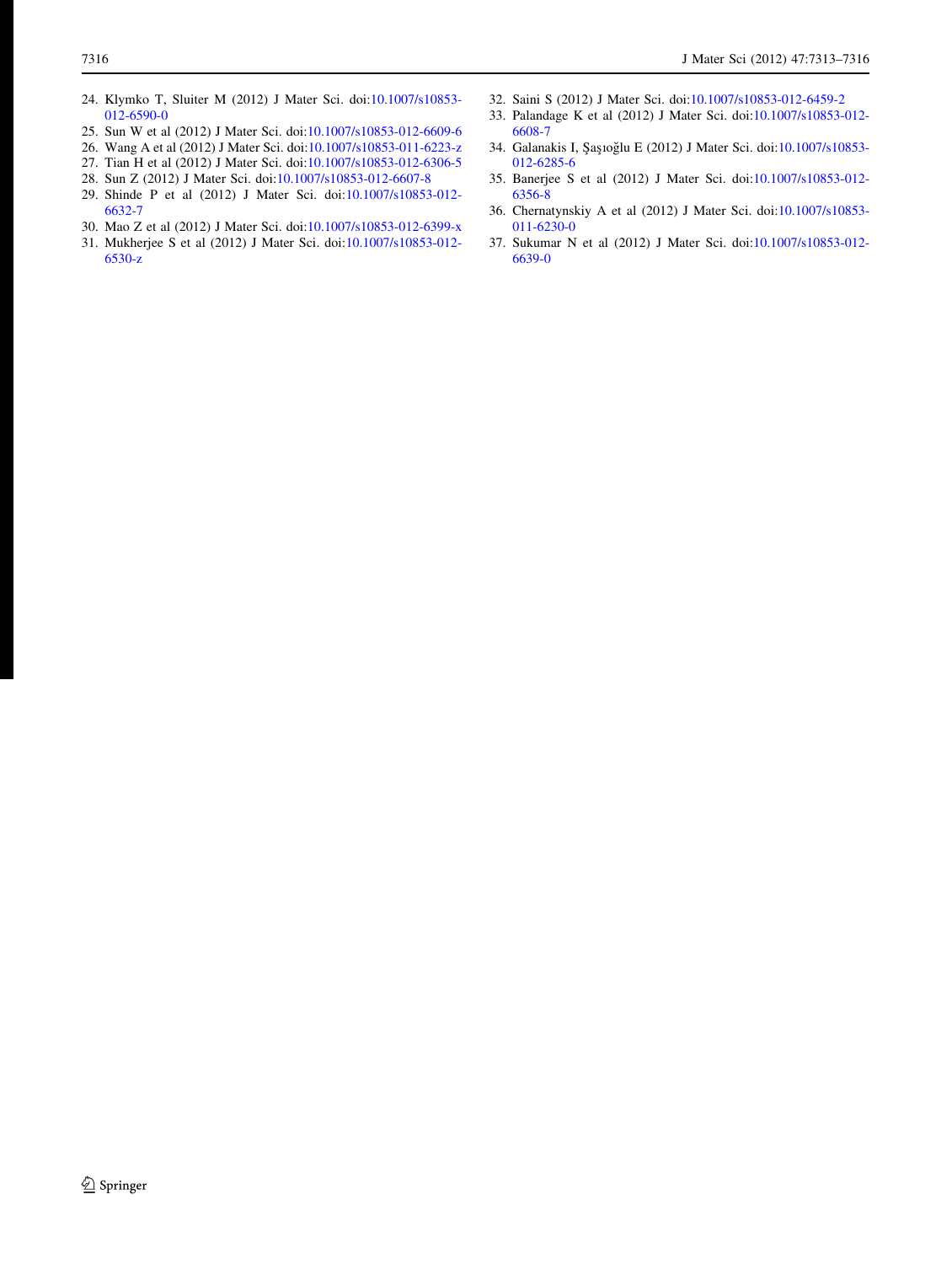24. Klymko T, Sluiter M (2012) J Mater Sci. doi:10.1007/s10853-012-6590-0
25. Sun W et al (2012) J Mater Sci. doi:10.1007/s10853-012-6609-6
26. Wang A et al (2012) J Mater Sci. doi:10.1007/s10853-011-6223-z
27. Tian H et al (2012) J Mater Sci. doi:10.1007/s10853-012-6306-5
28. Sun Z (2012) J Mater Sci. doi:10.1007/s10853-012-6607-8
29. Shinde P et al (2012) J Mater Sci. doi:10.1007/s10853-012-6632-7
30. Mao Z et al (2012) J Mater Sci. doi:10.1007/s10853-012-6399-x
31. Mukherjee S et al (2012) J Mater Sci. doi:10.1007/s10853-012-6530-z
32. Saini S (2012) J Mater Sci. doi:10.1007/s10853-012-6459-2
33. Palandage K et al (2012) J Mater Sci. doi:10.1007/s10853-012-6608-7
34. Galanakis I, Şaşıoğlu E (2012) J Mater Sci. doi:10.1007/s10853-012-6285-6
35. Banerjee S et al (2012) J Mater Sci. doi:10.1007/s10853-012-6356-8
36. Chernatynskiy A et al (2012) J Mater Sci. doi:10.1007/s10853-011-6230-0
37. Sukumar N et al (2012) J Mater Sci. doi:10.1007/s10853-012-6639-0